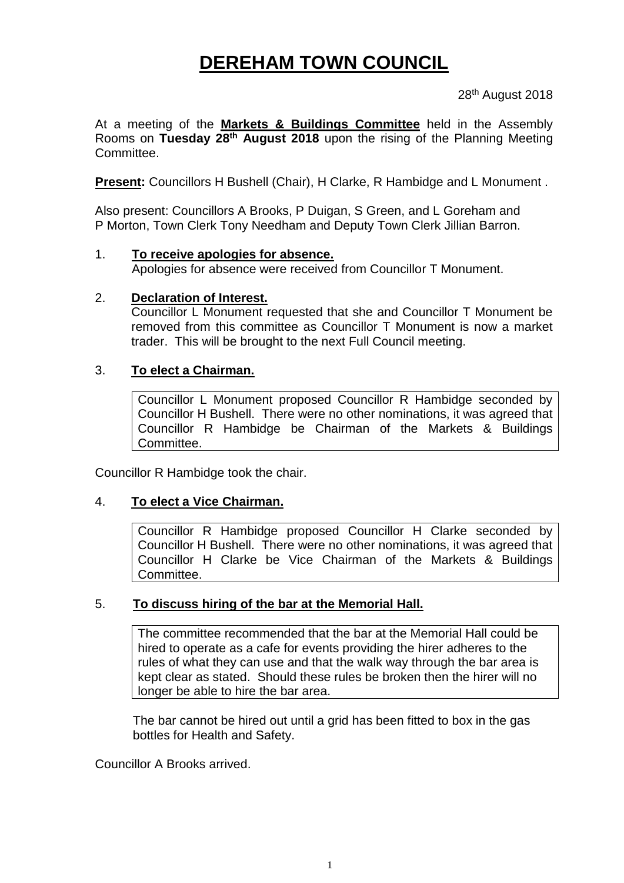# DEREHAM TOWN COUNCIL

28th August 2018

At a meeting of the **Markets & Buildings Committee** held in the Assembly Rooms on **Tuesday 28th August 2018** upon the rising of the Planning Meeting Committee.

**Present:** Councillors H Bushell (Chair), H Clarke, R Hambidge and L Monument .

Also present: Councillors A Brooks, P Duigan, S Green, and L Goreham and P Morton, Town Clerk Tony Needham and Deputy Town Clerk Jillian Barron.

1. **To receive apologies for absence.**
   Apologies for absence were received from Councillor T Monument.

2. **Declaration of Interest.**
   Councillor L Monument requested that she and Councillor T Monument be removed from this committee as Councillor T Monument is now a market trader. This will be brought to the next Full Council meeting.

3. **To elect a Chairman.**

   Councillor L Monument proposed Councillor R Hambidge seconded by Councillor H Bushell. There were no other nominations, it was agreed that Councillor R Hambidge be Chairman of the Markets & Buildings Committee.

Councillor R Hambidge took the chair.

4. **To elect a Vice Chairman.**

   Councillor R Hambidge proposed Councillor H Clarke seconded by Councillor H Bushell. There were no other nominations, it was agreed that Councillor H Clarke be Vice Chairman of the Markets & Buildings Committee.

5. **To discuss hiring of the bar at the Memorial Hall.**

   The committee recommended that the bar at the Memorial Hall could be hired to operate as a cafe for events providing the hirer adheres to the rules of what they can use and that the walk way through the bar area is kept clear as stated. Should these rules be broken then the hirer will no longer be able to hire the bar area.

   The bar cannot be hired out until a grid has been fitted to box in the gas bottles for Health and Safety.

Councillor A Brooks arrived.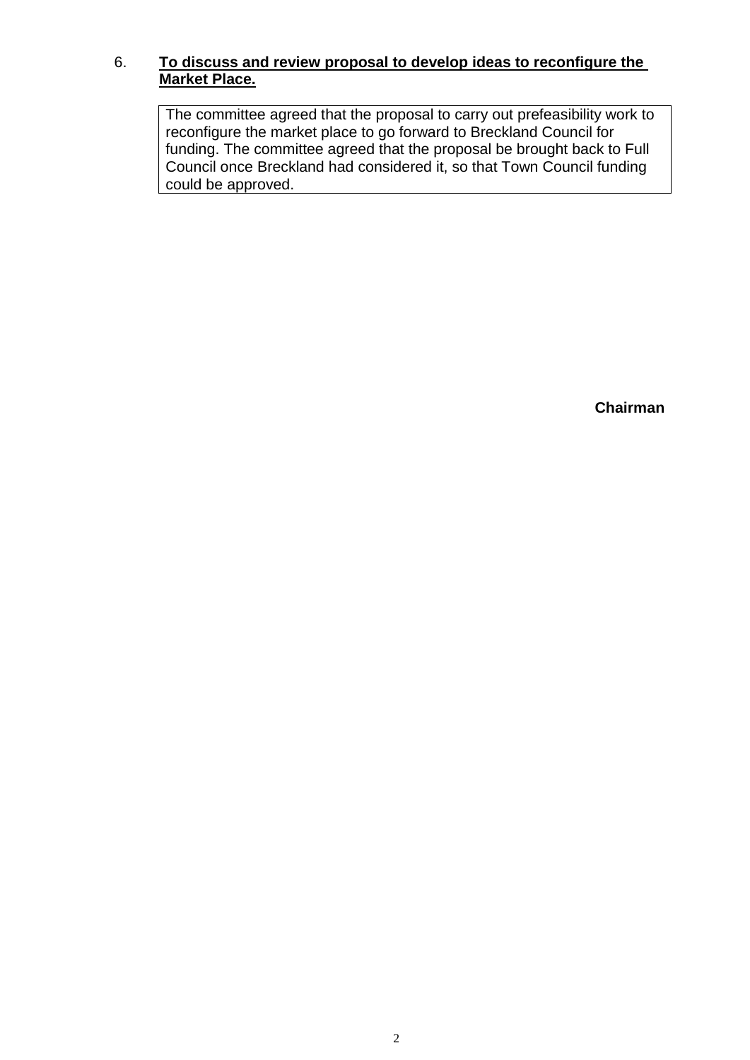6. **To discuss and review proposal to develop ideas to reconfigure the Market Place.**

The committee agreed that the proposal to carry out prefeasibility work to reconfigure the market place to go forward to Breckland Council for funding. The committee agreed that the proposal be brought back to Full Council once Breckland had considered it, so that Town Council funding could be approved.

**Chairman**